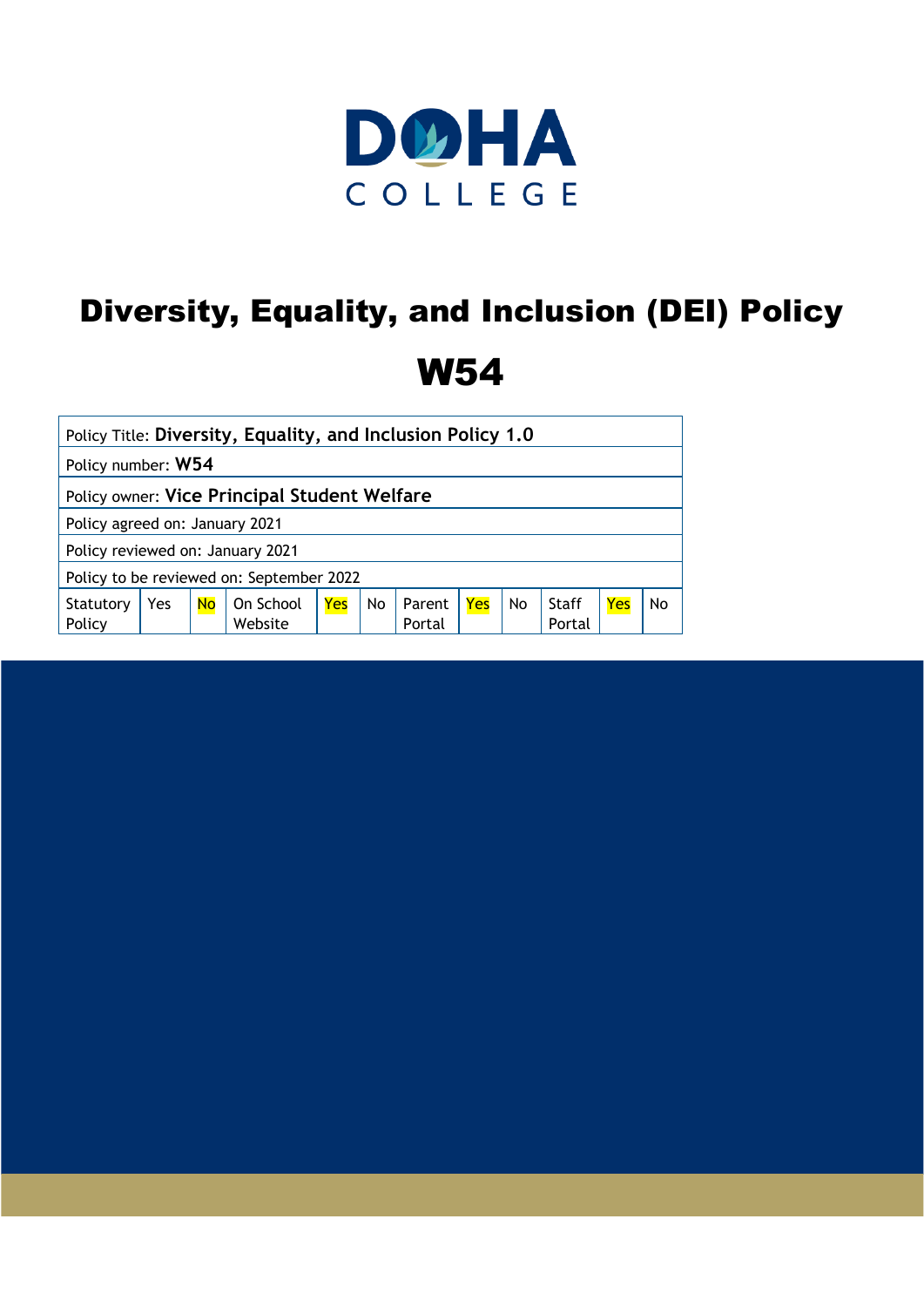DOHA COLLEGE

# Diversity, Equality, and Inclusion (DEI) Policy

# W54

| Policy Title: **Diversity, Equality, and Inclusion Policy 1.0** | | | | | | | | | | | |
|---|---|---|---|---|---|---|---|---|---|---|---|
| Policy number: **W54** | | | | | | | | | | | |
| Policy owner: **Vice Principal Student Welfare** | | | | | | | | | | | |
| Policy agreed on: January 2021 | | | | | | | | | | | |
| Policy reviewed on: January 2021 | | | | | | | | | | | |
| Policy to be reviewed on: September 2022 | | | | | | | | | | | |
| Statutory Policy | Yes | No | On School Website | Yes | No | Parent Portal | Yes | No | Staff Portal | Yes | No |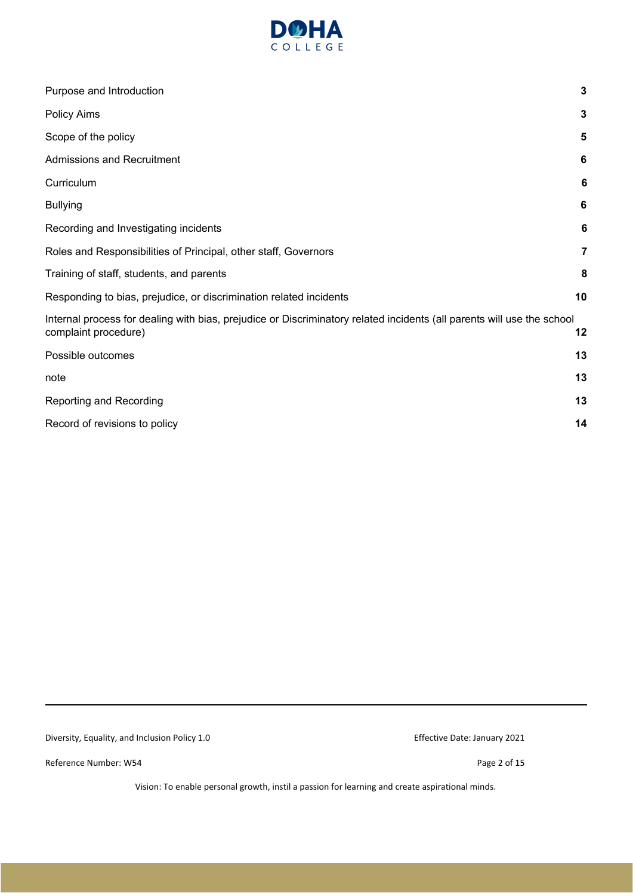| | |
|---|---|
| Purpose and Introduction | **3** |
| Policy Aims | **3** |
| Scope of the policy | **5** |
| Admissions and Recruitment | **6** |
| Curriculum | **6** |
| Bullying | **6** |
| Recording and Investigating incidents | **6** |
| Roles and Responsibilities of Principal, other staff, Governors | **7** |
| Training of staff, students, and parents | **8** |
| Responding to bias, prejudice, or discrimination related incidents | **10** |
| Internal process for dealing with bias, prejudice or Discriminatory related incidents (all parents will use the school complaint procedure) | **12** |
| Possible outcomes | **13** |
| note | **13** |
| Reporting and Recording | **13** |
| Record of revisions to policy | **14** |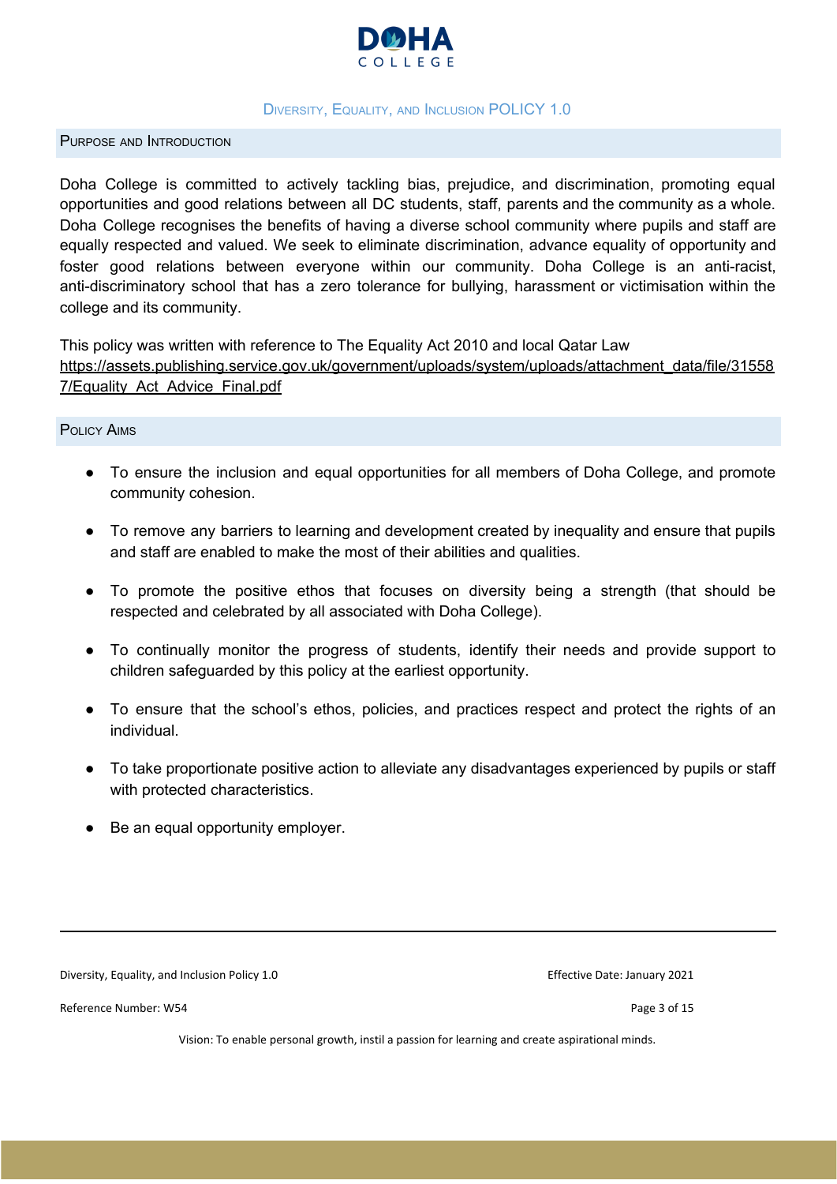## Diversity, Equality, and Inclusion Policy 1.0

### Purpose and Introduction

Doha College is committed to actively tackling bias, prejudice, and discrimination, promoting equal opportunities and good relations between all DC students, staff, parents and the community as a whole. Doha College recognises the benefits of having a diverse school community where pupils and staff are equally respected and valued. We seek to eliminate discrimination, advance equality of opportunity and foster good relations between everyone within our community. Doha College is an anti-racist, anti-discriminatory school that has a zero tolerance for bullying, harassment or victimisation within the college and its community.

This policy was written with reference to The Equality Act 2010 and local Qatar Law
https://assets.publishing.service.gov.uk/government/uploads/system/uploads/attachment_data/file/315587/Equality_Act_Advice_Final.pdf

### Policy Aims

- To ensure the inclusion and equal opportunities for all members of Doha College, and promote community cohesion.
- To remove any barriers to learning and development created by inequality and ensure that pupils and staff are enabled to make the most of their abilities and qualities.
- To promote the positive ethos that focuses on diversity being a strength (that should be respected and celebrated by all associated with Doha College).
- To continually monitor the progress of students, identify their needs and provide support to children safeguarded by this policy at the earliest opportunity.
- To ensure that the school's ethos, policies, and practices respect and protect the rights of an individual.
- To take proportionate positive action to alleviate any disadvantages experienced by pupils or staff with protected characteristics.
- Be an equal opportunity employer.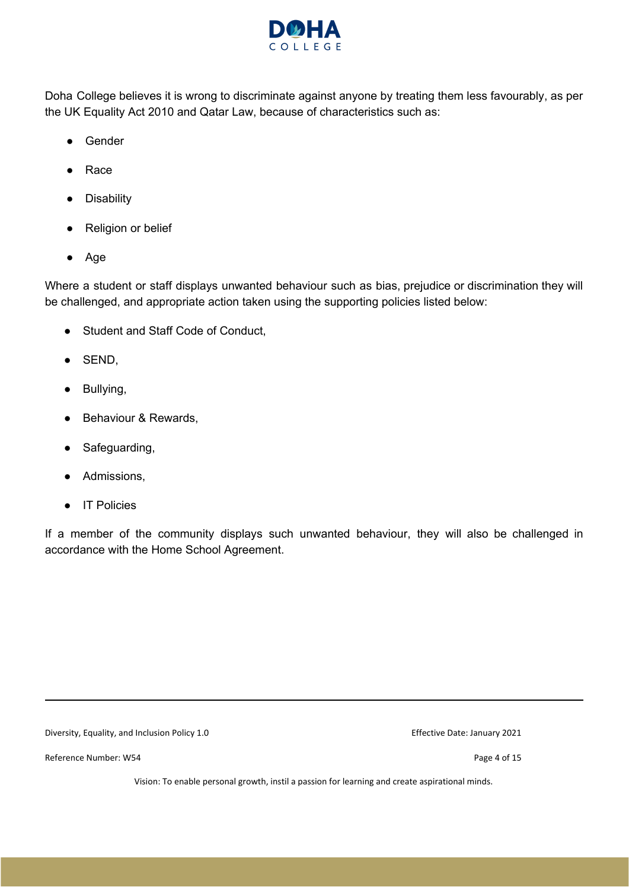Doha College believes it is wrong to discriminate against anyone by treating them less favourably, as per the UK Equality Act 2010 and Qatar Law, because of characteristics such as:

- Gender
- Race
- Disability
- Religion or belief
- Age

Where a student or staff displays unwanted behaviour such as bias, prejudice or discrimination they will be challenged, and appropriate action taken using the supporting policies listed below:

- Student and Staff Code of Conduct,
- SEND,
- Bullying,
- Behaviour & Rewards,
- Safeguarding,
- Admissions,
- IT Policies

If a member of the community displays such unwanted behaviour, they will also be challenged in accordance with the Home School Agreement.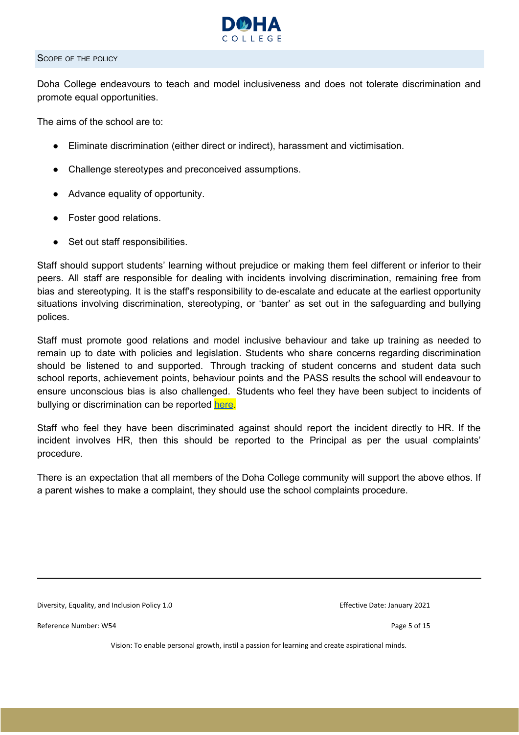## Scope of the policy

Doha College endeavours to teach and model inclusiveness and does not tolerate discrimination and promote equal opportunities.

The aims of the school are to:

- Eliminate discrimination (either direct or indirect), harassment and victimisation.
- Challenge stereotypes and preconceived assumptions.
- Advance equality of opportunity.
- Foster good relations.
- Set out staff responsibilities.

Staff should support students' learning without prejudice or making them feel different or inferior to their peers. All staff are responsible for dealing with incidents involving discrimination, remaining free from bias and stereotyping. It is the staff's responsibility to de-escalate and educate at the earliest opportunity situations involving discrimination, stereotyping, or 'banter' as set out in the safeguarding and bullying polices.

Staff must promote good relations and model inclusive behaviour and take up training as needed to remain up to date with policies and legislation. Students who share concerns regarding discrimination should be listened to and supported. Through tracking of student concerns and student data such school reports, achievement points, behaviour points and the PASS results the school will endeavour to ensure unconscious bias is also challenged. Students who feel they have been subject to incidents of bullying or discrimination can be reported here.

Staff who feel they have been discriminated against should report the incident directly to HR. If the incident involves HR, then this should be reported to the Principal as per the usual complaints' procedure.

There is an expectation that all members of the Doha College community will support the above ethos. If a parent wishes to make a complaint, they should use the school complaints procedure.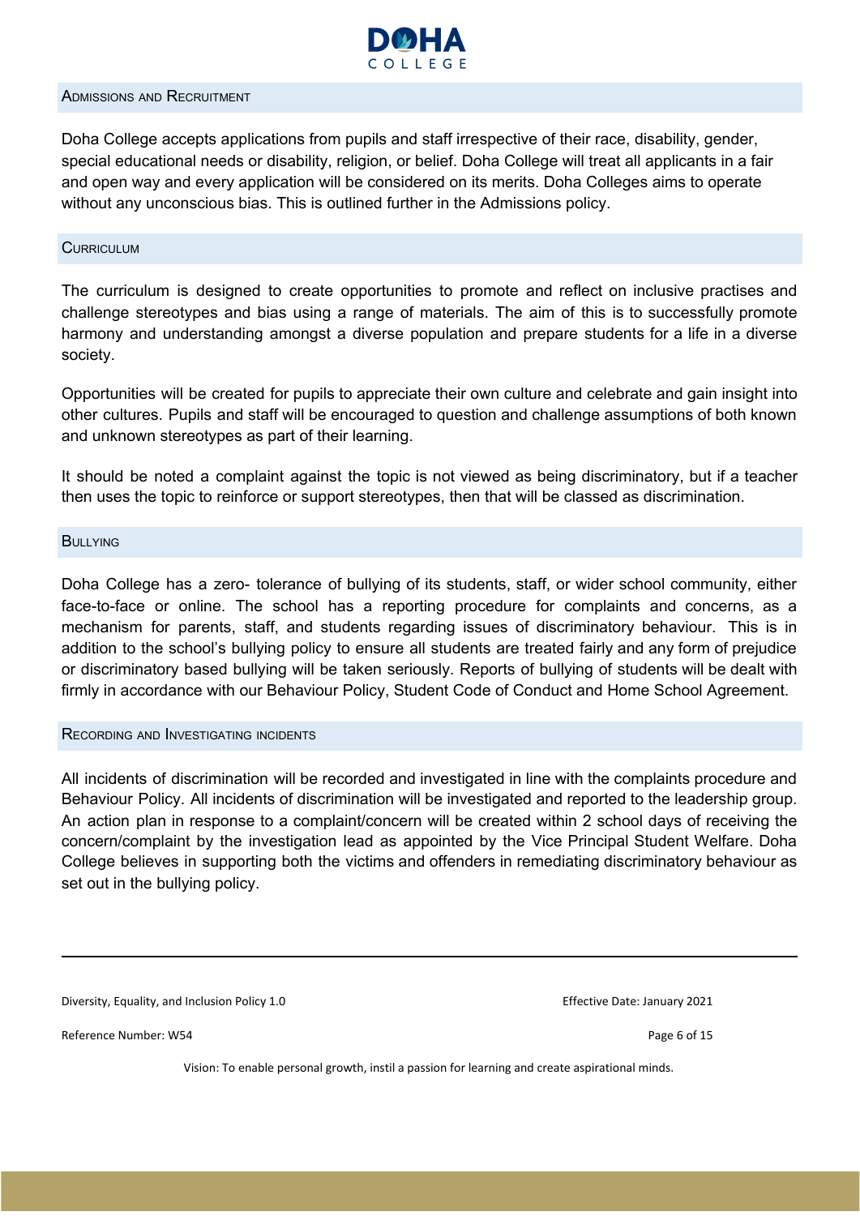## Admissions and Recruitment

Doha College accepts applications from pupils and staff irrespective of their race, disability, gender, special educational needs or disability, religion, or belief. Doha College will treat all applicants in a fair and open way and every application will be considered on its merits. Doha Colleges aims to operate without any unconscious bias. This is outlined further in the Admissions policy.

## Curriculum

The curriculum is designed to create opportunities to promote and reflect on inclusive practises and challenge stereotypes and bias using a range of materials. The aim of this is to successfully promote harmony and understanding amongst a diverse population and prepare students for a life in a diverse society.

Opportunities will be created for pupils to appreciate their own culture and celebrate and gain insight into other cultures. Pupils and staff will be encouraged to question and challenge assumptions of both known and unknown stereotypes as part of their learning.

It should be noted a complaint against the topic is not viewed as being discriminatory, but if a teacher then uses the topic to reinforce or support stereotypes, then that will be classed as discrimination.

## Bullying

Doha College has a zero- tolerance of bullying of its students, staff, or wider school community, either face-to-face or online. The school has a reporting procedure for complaints and concerns, as a mechanism for parents, staff, and students regarding issues of discriminatory behaviour. This is in addition to the school's bullying policy to ensure all students are treated fairly and any form of prejudice or discriminatory based bullying will be taken seriously. Reports of bullying of students will be dealt with firmly in accordance with our Behaviour Policy, Student Code of Conduct and Home School Agreement.

## Recording and Investigating incidents

All incidents of discrimination will be recorded and investigated in line with the complaints procedure and Behaviour Policy. All incidents of discrimination will be investigated and reported to the leadership group. An action plan in response to a complaint/concern will be created within 2 school days of receiving the concern/complaint by the investigation lead as appointed by the Vice Principal Student Welfare. Doha College believes in supporting both the victims and offenders in remediating discriminatory behaviour as set out in the bullying policy.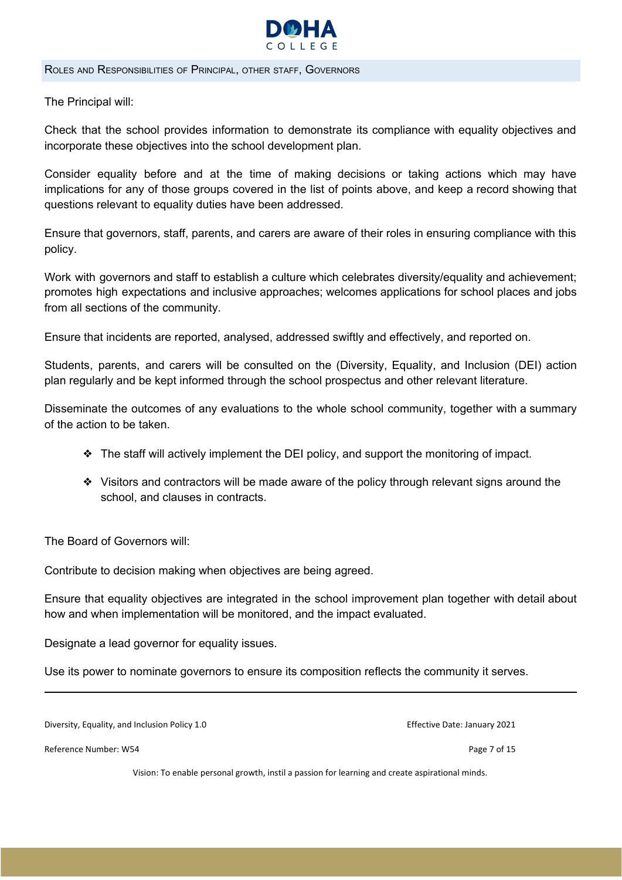## Roles and Responsibilities of Principal, other staff, Governors

The Principal will:

Check that the school provides information to demonstrate its compliance with equality objectives and incorporate these objectives into the school development plan.

Consider equality before and at the time of making decisions or taking actions which may have implications for any of those groups covered in the list of points above, and keep a record showing that questions relevant to equality duties have been addressed.

Ensure that governors, staff, parents, and carers are aware of their roles in ensuring compliance with this policy.

Work with governors and staff to establish a culture which celebrates diversity/equality and achievement; promotes high expectations and inclusive approaches; welcomes applications for school places and jobs from all sections of the community.

Ensure that incidents are reported, analysed, addressed swiftly and effectively, and reported on.

Students, parents, and carers will be consulted on the (Diversity, Equality, and Inclusion (DEI) action plan regularly and be kept informed through the school prospectus and other relevant literature.

Disseminate the outcomes of any evaluations to the whole school community, together with a summary of the action to be taken.

- The staff will actively implement the DEI policy, and support the monitoring of impact.
- Visitors and contractors will be made aware of the policy through relevant signs around the school, and clauses in contracts.

The Board of Governors will:

Contribute to decision making when objectives are being agreed.

Ensure that equality objectives are integrated in the school improvement plan together with detail about how and when implementation will be monitored, and the impact evaluated.

Designate a lead governor for equality issues.

Use its power to nominate governors to ensure its composition reflects the community it serves.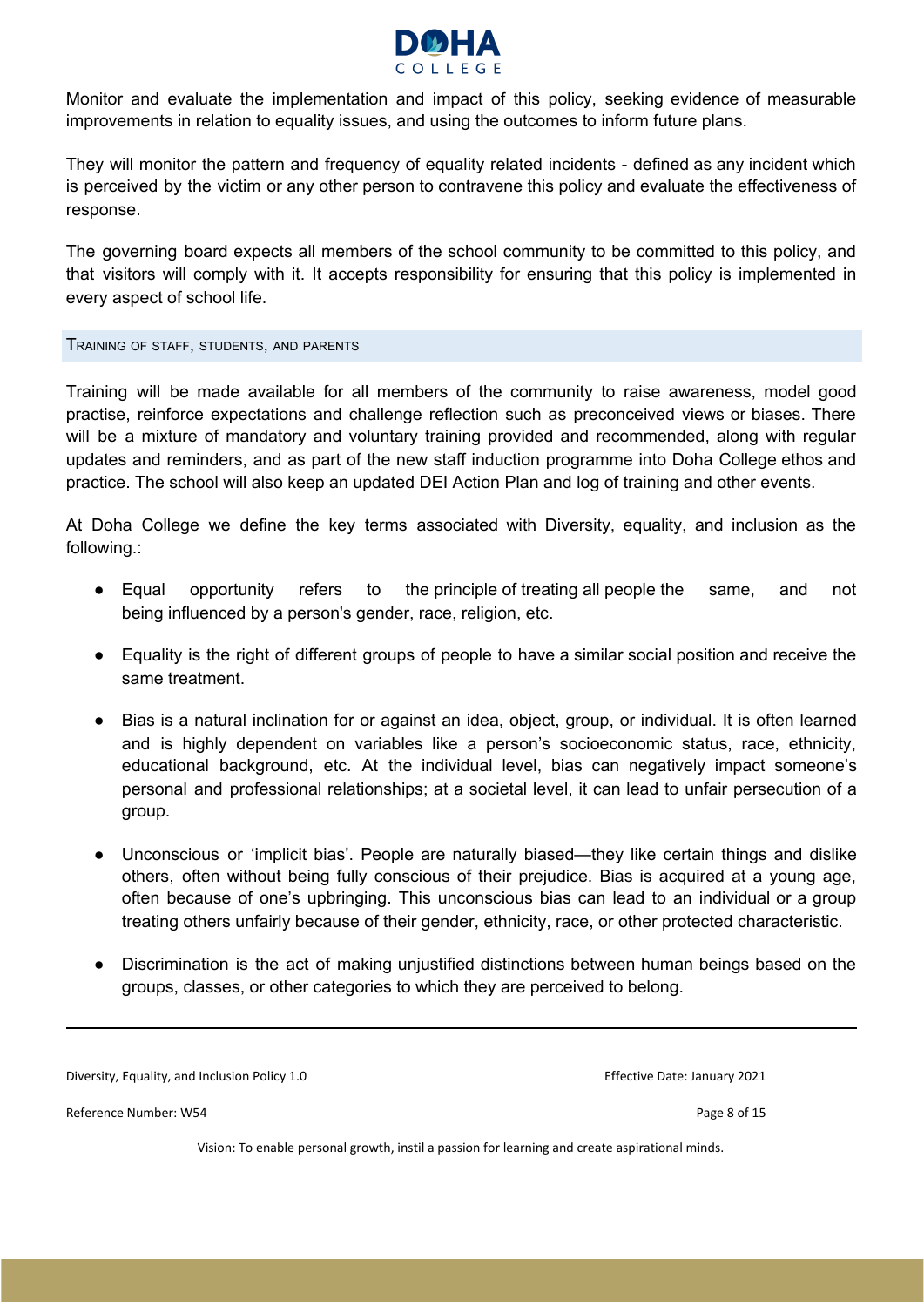Monitor and evaluate the implementation and impact of this policy, seeking evidence of measurable improvements in relation to equality issues, and using the outcomes to inform future plans.

They will monitor the pattern and frequency of equality related incidents - defined as any incident which is perceived by the victim or any other person to contravene this policy and evaluate the effectiveness of response.

The governing board expects all members of the school community to be committed to this policy, and that visitors will comply with it. It accepts responsibility for ensuring that this policy is implemented in every aspect of school life.

## Training of staff, students, and parents

Training will be made available for all members of the community to raise awareness, model good practise, reinforce expectations and challenge reflection such as preconceived views or biases. There will be a mixture of mandatory and voluntary training provided and recommended, along with regular updates and reminders, and as part of the new staff induction programme into Doha College ethos and practice. The school will also keep an updated DEI Action Plan and log of training and other events.

At Doha College we define the key terms associated with Diversity, equality, and inclusion as the following.:

- Equal opportunity refers to the principle of treating all people the same, and not being influenced by a person's gender, race, religion, etc.
- Equality is the right of different groups of people to have a similar social position and receive the same treatment.
- Bias is a natural inclination for or against an idea, object, group, or individual. It is often learned and is highly dependent on variables like a person's socioeconomic status, race, ethnicity, educational background, etc. At the individual level, bias can negatively impact someone's personal and professional relationships; at a societal level, it can lead to unfair persecution of a group.
- Unconscious or 'implicit bias'. People are naturally biased—they like certain things and dislike others, often without being fully conscious of their prejudice. Bias is acquired at a young age, often because of one's upbringing. This unconscious bias can lead to an individual or a group treating others unfairly because of their gender, ethnicity, race, or other protected characteristic.
- Discrimination is the act of making unjustified distinctions between human beings based on the groups, classes, or other categories to which they are perceived to belong.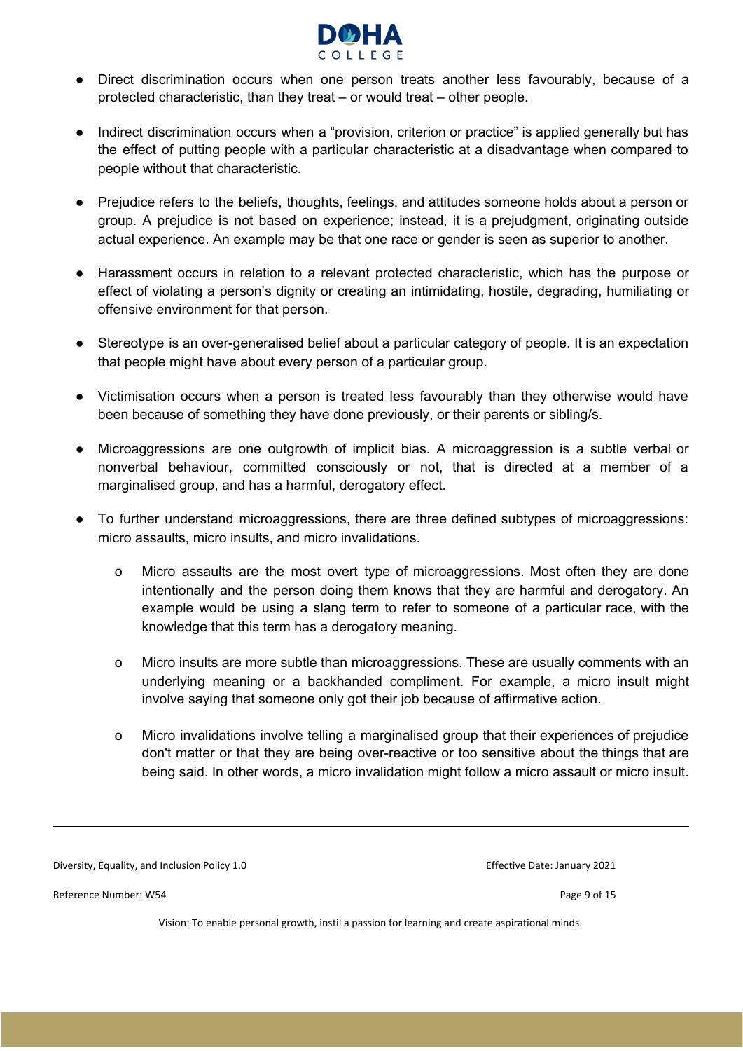- Direct discrimination occurs when one person treats another less favourably, because of a protected characteristic, than they treat – or would treat – other people.

- Indirect discrimination occurs when a "provision, criterion or practice" is applied generally but has the effect of putting people with a particular characteristic at a disadvantage when compared to people without that characteristic.

- Prejudice refers to the beliefs, thoughts, feelings, and attitudes someone holds about a person or group. A prejudice is not based on experience; instead, it is a prejudgment, originating outside actual experience. An example may be that one race or gender is seen as superior to another.

- Harassment occurs in relation to a relevant protected characteristic, which has the purpose or effect of violating a person's dignity or creating an intimidating, hostile, degrading, humiliating or offensive environment for that person.

- Stereotype is an over-generalised belief about a particular category of people. It is an expectation that people might have about every person of a particular group.

- Victimisation occurs when a person is treated less favourably than they otherwise would have been because of something they have done previously, or their parents or sibling/s.

- Microaggressions are one outgrowth of implicit bias. A microaggression is a subtle verbal or nonverbal behaviour, committed consciously or not, that is directed at a member of a marginalised group, and has a harmful, derogatory effect.

- To further understand microaggressions, there are three defined subtypes of microaggressions: micro assaults, micro insults, and micro invalidations.

    - Micro assaults are the most overt type of microaggressions. Most often they are done intentionally and the person doing them knows that they are harmful and derogatory. An example would be using a slang term to refer to someone of a particular race, with the knowledge that this term has a derogatory meaning.

    - Micro insults are more subtle than microaggressions. These are usually comments with an underlying meaning or a backhanded compliment. For example, a micro insult might involve saying that someone only got their job because of affirmative action.

    - Micro invalidations involve telling a marginalised group that their experiences of prejudice don't matter or that they are being over-reactive or too sensitive about the things that are being said. In other words, a micro invalidation might follow a micro assault or micro insult.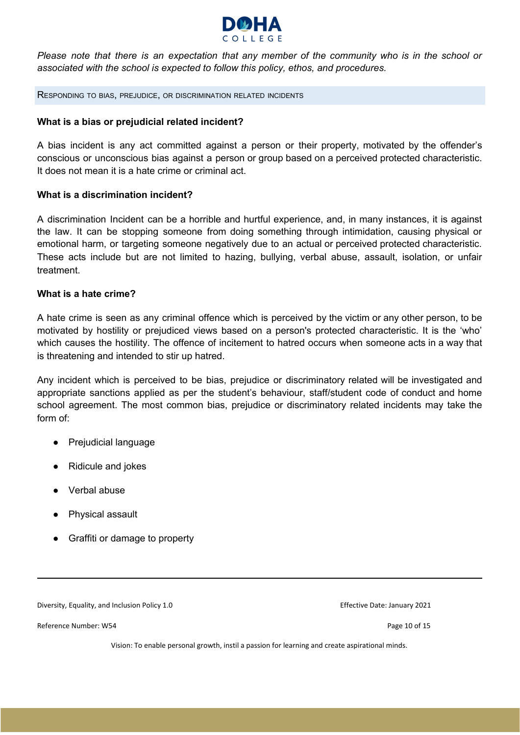*Please note that there is an expectation that any member of the community who is in the school or associated with the school is expected to follow this policy, ethos, and procedures.*

## Responding to bias, prejudice, or discrimination related incidents

**What is a bias or prejudicial related incident?**

A bias incident is any act committed against a person or their property, motivated by the offender's conscious or unconscious bias against a person or group based on a perceived protected characteristic. It does not mean it is a hate crime or criminal act.

**What is a discrimination incident?**

A discrimination Incident can be a horrible and hurtful experience, and, in many instances, it is against the law. It can be stopping someone from doing something through intimidation, causing physical or emotional harm, or targeting someone negatively due to an actual or perceived protected characteristic. These acts include but are not limited to hazing, bullying, verbal abuse, assault, isolation, or unfair treatment.

**What is a hate crime?**

A hate crime is seen as any criminal offence which is perceived by the victim or any other person, to be motivated by hostility or prejudiced views based on a person's protected characteristic. It is the 'who' which causes the hostility. The offence of incitement to hatred occurs when someone acts in a way that is threatening and intended to stir up hatred.

Any incident which is perceived to be bias, prejudice or discriminatory related will be investigated and appropriate sanctions applied as per the student's behaviour, staff/student code of conduct and home school agreement. The most common bias, prejudice or discriminatory related incidents may take the form of:

- Prejudicial language
- Ridicule and jokes
- Verbal abuse
- Physical assault
- Graffiti or damage to property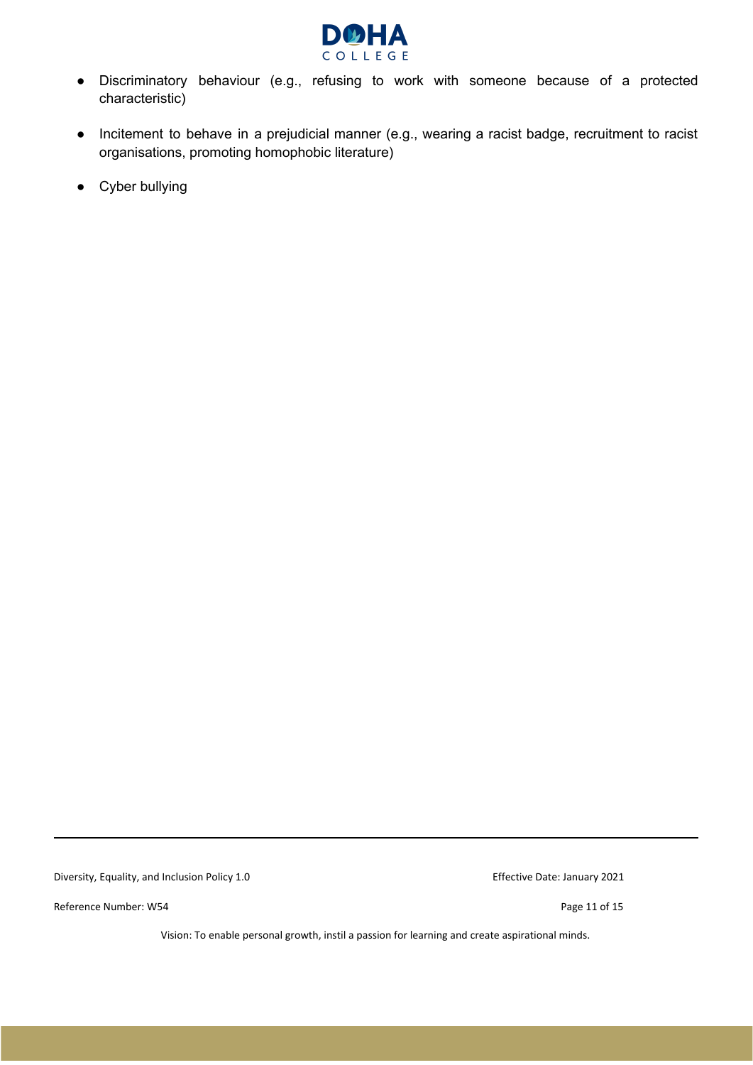- Discriminatory behaviour (e.g., refusing to work with someone because of a protected characteristic)
- Incitement to behave in a prejudicial manner (e.g., wearing a racist badge, recruitment to racist organisations, promoting homophobic literature)
- Cyber bullying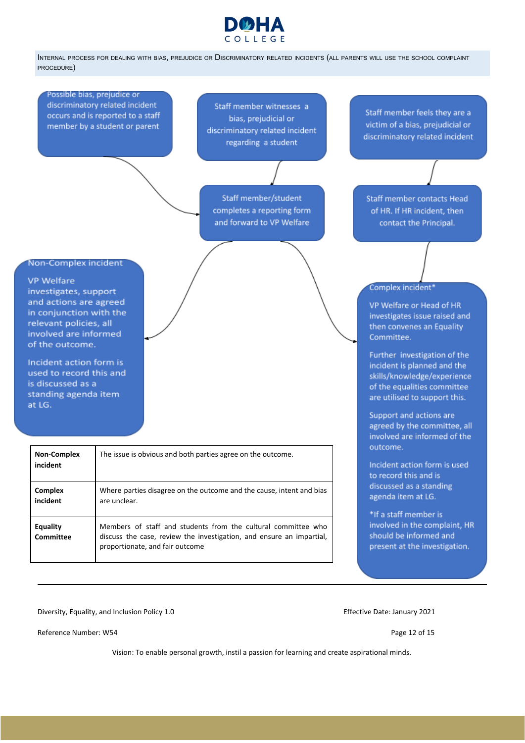Internal process for dealing with bias, prejudice or Discriminatory related incidents (all parents will use the school complaint procedure)

Possible bias, prejudice or discriminatory related incident occurs and is reported to a staff member by a student or parent

Staff member witnesses a bias, prejudicial or discriminatory related incident regarding a student

Staff member feels they are a victim of a bias, prejudicial or discriminatory related incident

Staff member/student completes a reporting form and forward to VP Welfare

Staff member contacts Head of HR. If HR incident, then contact the Principal.

**Non-Complex incident**

VP Welfare investigates, support and actions are agreed in conjunction with the relevant policies, all involved are informed of the outcome.

Incident action form is used to record this and is discussed as a standing agenda item at LG.

**Complex incident***

VP Welfare or Head of HR investigates issue raised and then convenes an Equality Committee.

Further investigation of the incident is planned and the skills/knowledge/experience of the equalities committee are utilised to support this.

Support and actions are agreed by the committee, all involved are informed of the outcome.

Incident action form is used to record this and is discussed as a standing agenda item at LG.

*If a staff member is involved in the complaint, HR should be informed and present at the investigation.

| | |
|---|---|
| **Non-Complex incident** | The issue is obvious and both parties agree on the outcome. |
| **Complex incident** | Where parties disagree on the outcome and the cause, intent and bias are unclear. |
| **Equality Committee** | Members of staff and students from the cultural committee who discuss the case, review the investigation, and ensure an impartial, proportionate, and fair outcome |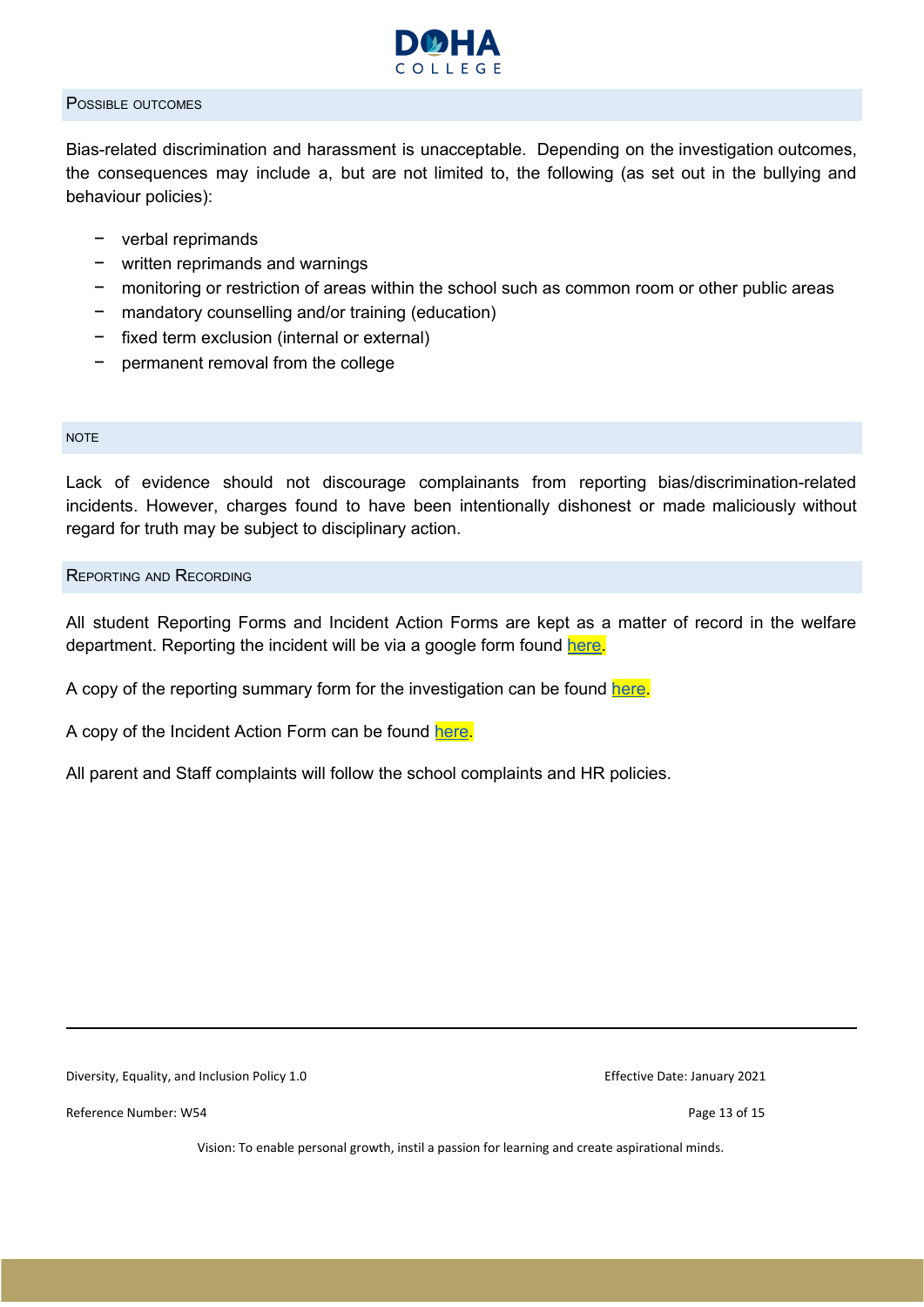## Possible outcomes

Bias-related discrimination and harassment is unacceptable. Depending on the investigation outcomes, the consequences may include a, but are not limited to, the following (as set out in the bullying and behaviour policies):

- verbal reprimands
- written reprimands and warnings
- monitoring or restriction of areas within the school such as common room or other public areas
- mandatory counselling and/or training (education)
- fixed term exclusion (internal or external)
- permanent removal from the college

## NOTE

Lack of evidence should not discourage complainants from reporting bias/discrimination-related incidents. However, charges found to have been intentionally dishonest or made maliciously without regard for truth may be subject to disciplinary action.

## Reporting and Recording

All student Reporting Forms and Incident Action Forms are kept as a matter of record in the welfare department. Reporting the incident will be via a google form found here.

A copy of the reporting summary form for the investigation can be found here.

A copy of the Incident Action Form can be found here.

All parent and Staff complaints will follow the school complaints and HR policies.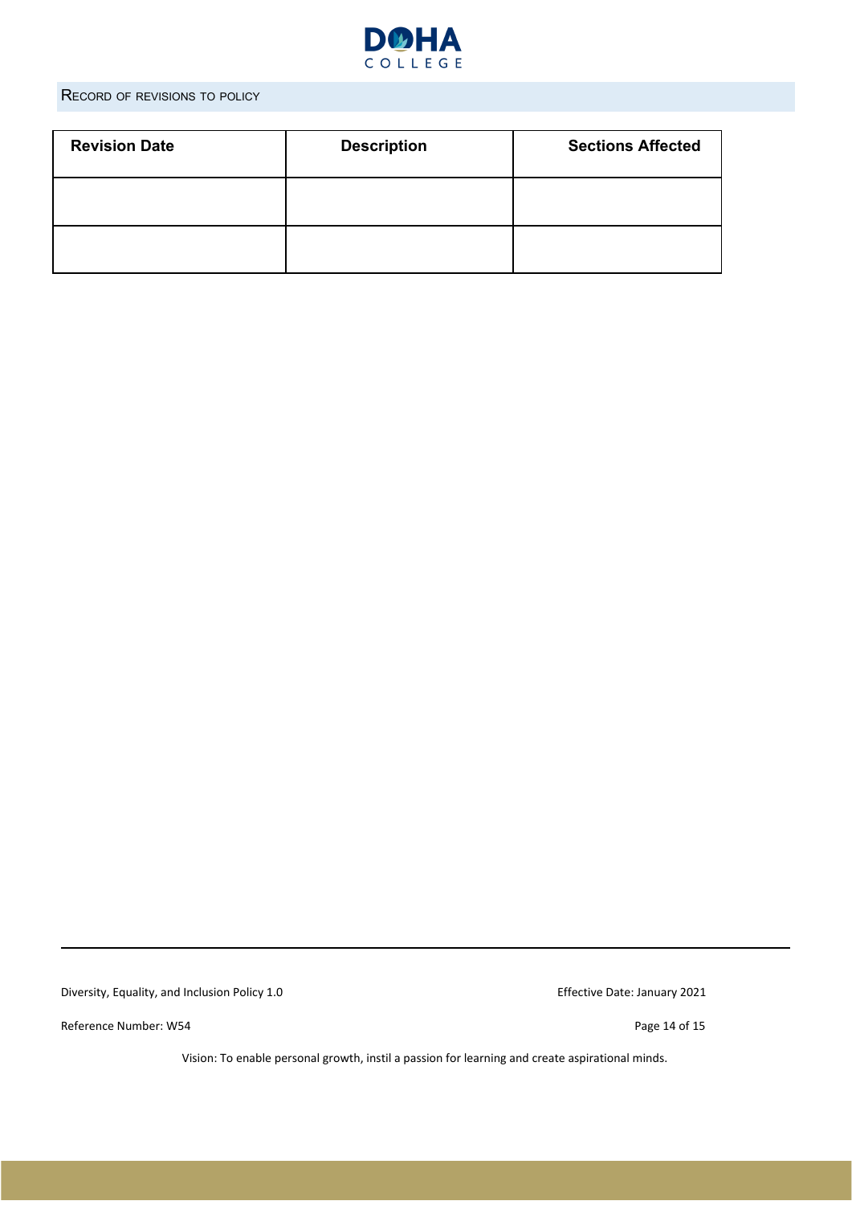## Record of revisions to policy

| Revision Date | Description | Sections Affected |
| --- | --- | --- |
| | | |
| | | |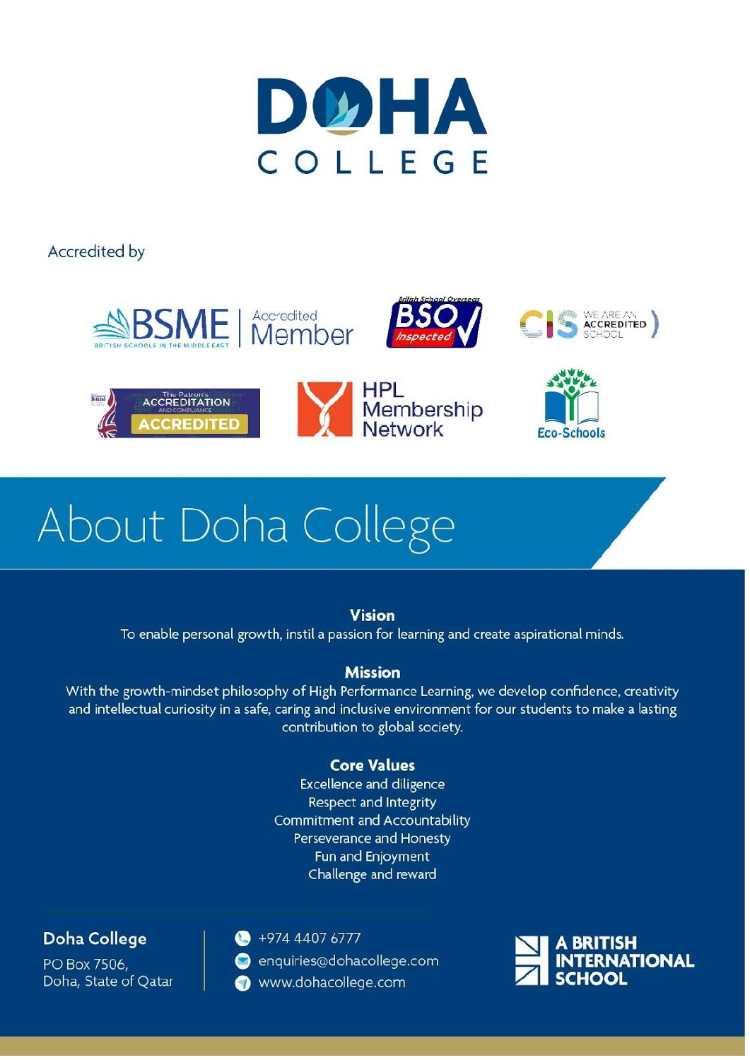# DOHA COLLEGE

Accredited by

BSME | Accredited Member

BRITISH SCHOOLS IN THE MIDDLE EAST

British School Overseas BSO Inspected

CIS WE ARE AN ACCREDITED SCHOOL

British The Patron's ACCREDITATION AND COMPLIANCE ACCREDITED

HPL Membership Network

Eco-Schools

## About Doha College

### Vision

To enable personal growth, instil a passion for learning and create aspirational minds.

### Mission

With the growth-mindset philosophy of High Performance Learning, we develop confidence, creativity and intellectual curiosity in a safe, caring and inclusive environment for our students to make a lasting contribution to global society.

### Core Values

Excellence and diligence
Respect and Integrity
Commitment and Accountability
Perseverance and Honesty
Fun and Enjoyment
Challenge and reward

**Doha College**

PO Box 7506,
Doha, State of Qatar

+974 4407 6777
enquiries@dohacollege.com
www.dohacollege.com

A BRITISH INTERNATIONAL SCHOOL